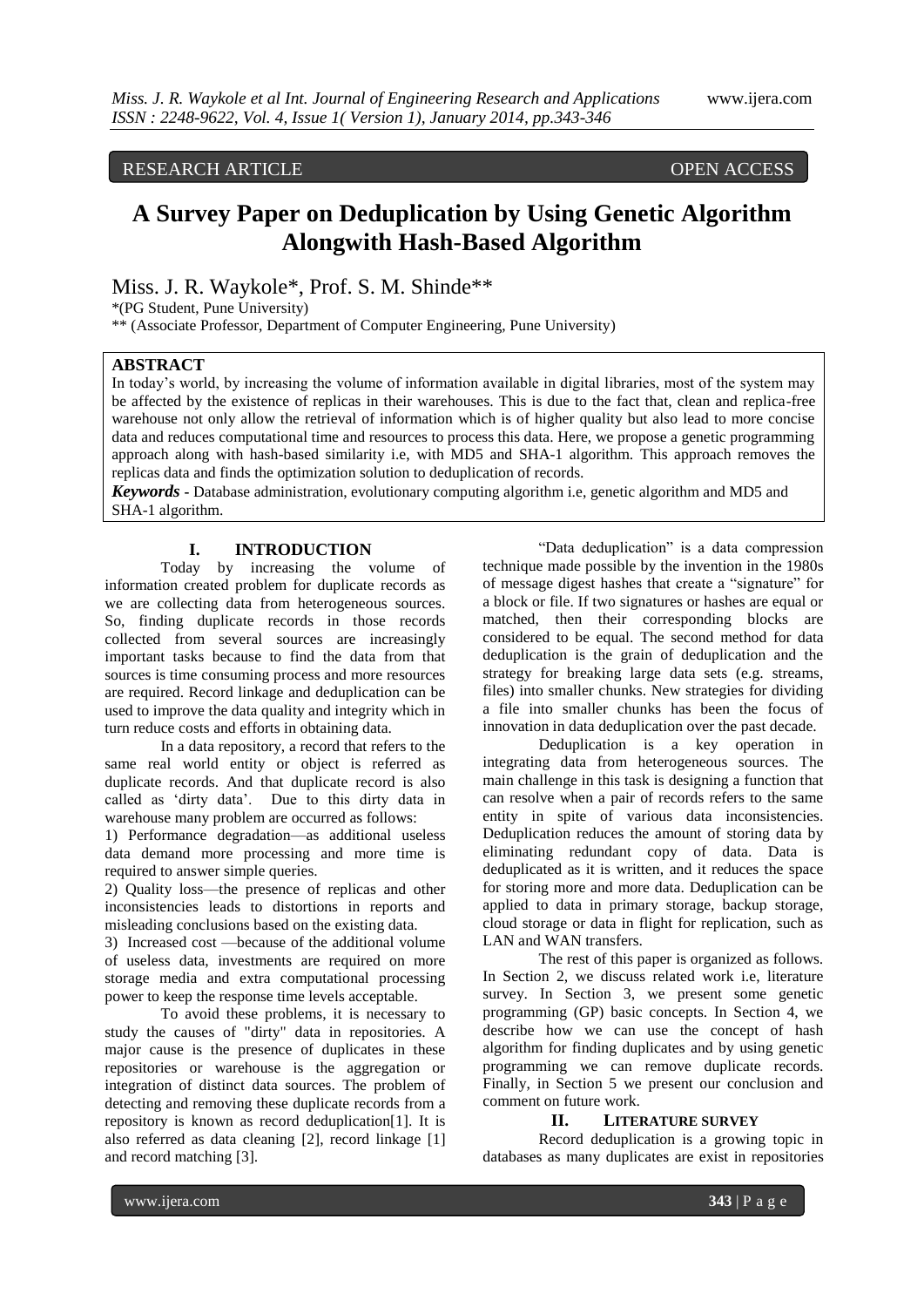RESEARCH ARTICLE OPEN ACCESS

# A Survey Paper on Deduplication by Using Genetic Algorithm Alongwith Hash-Based Algorithm

Miss. J. R. Waykole*, Prof. S. M. Shinde**

*(PG Student, Pune University)

** (Associate Professor, Department of Computer Engineering, Pune University)

## ABSTRACT

In today's world, by increasing the volume of information available in digital libraries, most of the system may be affected by the existence of replicas in their warehouses. This is due to the fact that, clean and replica-free warehouse not only allow the retrieval of information which is of higher quality but also lead to more concise data and reduces computational time and resources to process this data. Here, we propose a genetic programming approach along with hash-based similarity i.e, with MD5 and SHA-1 algorithm. This approach removes the replicas data and finds the optimization solution to deduplication of records.

***Keywords*** - Database administration, evolutionary computing algorithm i.e, genetic algorithm and MD5 and SHA-1 algorithm.

## I. INTRODUCTION

Today by increasing the volume of information created problem for duplicate records as we are collecting data from heterogeneous sources. So, finding duplicate records in those records collected from several sources are increasingly important tasks because to find the data from that sources is time consuming process and more resources are required. Record linkage and deduplication can be used to improve the data quality and integrity which in turn reduce costs and efforts in obtaining data.

In a data repository, a record that refers to the same real world entity or object is referred as duplicate records. And that duplicate record is also called as 'dirty data'. Due to this dirty data in warehouse many problem are occurred as follows:

1) Performance degradation—as additional useless data demand more processing and more time is required to answer simple queries.

2) Quality loss—the presence of replicas and other inconsistencies leads to distortions in reports and misleading conclusions based on the existing data.

3) Increased cost —because of the additional volume of useless data, investments are required on more storage media and extra computational processing power to keep the response time levels acceptable.

To avoid these problems, it is necessary to study the causes of "dirty" data in repositories. A major cause is the presence of duplicates in these repositories or warehouse is the aggregation or integration of distinct data sources. The problem of detecting and removing these duplicate records from a repository is known as record deduplication[1]. It is also referred as data cleaning [2], record linkage [1] and record matching [3].

"Data deduplication" is a data compression technique made possible by the invention in the 1980s of message digest hashes that create a "signature" for a block or file. If two signatures or hashes are equal or matched, then their corresponding blocks are considered to be equal. The second method for data deduplication is the grain of deduplication and the strategy for breaking large data sets (e.g. streams, files) into smaller chunks. New strategies for dividing a file into smaller chunks has been the focus of innovation in data deduplication over the past decade.

Deduplication is a key operation in integrating data from heterogeneous sources. The main challenge in this task is designing a function that can resolve when a pair of records refers to the same entity in spite of various data inconsistencies. Deduplication reduces the amount of storing data by eliminating redundant copy of data. Data is deduplicated as it is written, and it reduces the space for storing more and more data. Deduplication can be applied to data in primary storage, backup storage, cloud storage or data in flight for replication, such as LAN and WAN transfers.

The rest of this paper is organized as follows. In Section 2, we discuss related work i.e, literature survey. In Section 3, we present some genetic programming (GP) basic concepts. In Section 4, we describe how we can use the concept of hash algorithm for finding duplicates and by using genetic programming we can remove duplicate records. Finally, in Section 5 we present our conclusion and comment on future work.

## II. LITERATURE SURVEY

Record deduplication is a growing topic in databases as many duplicates are exist in repositories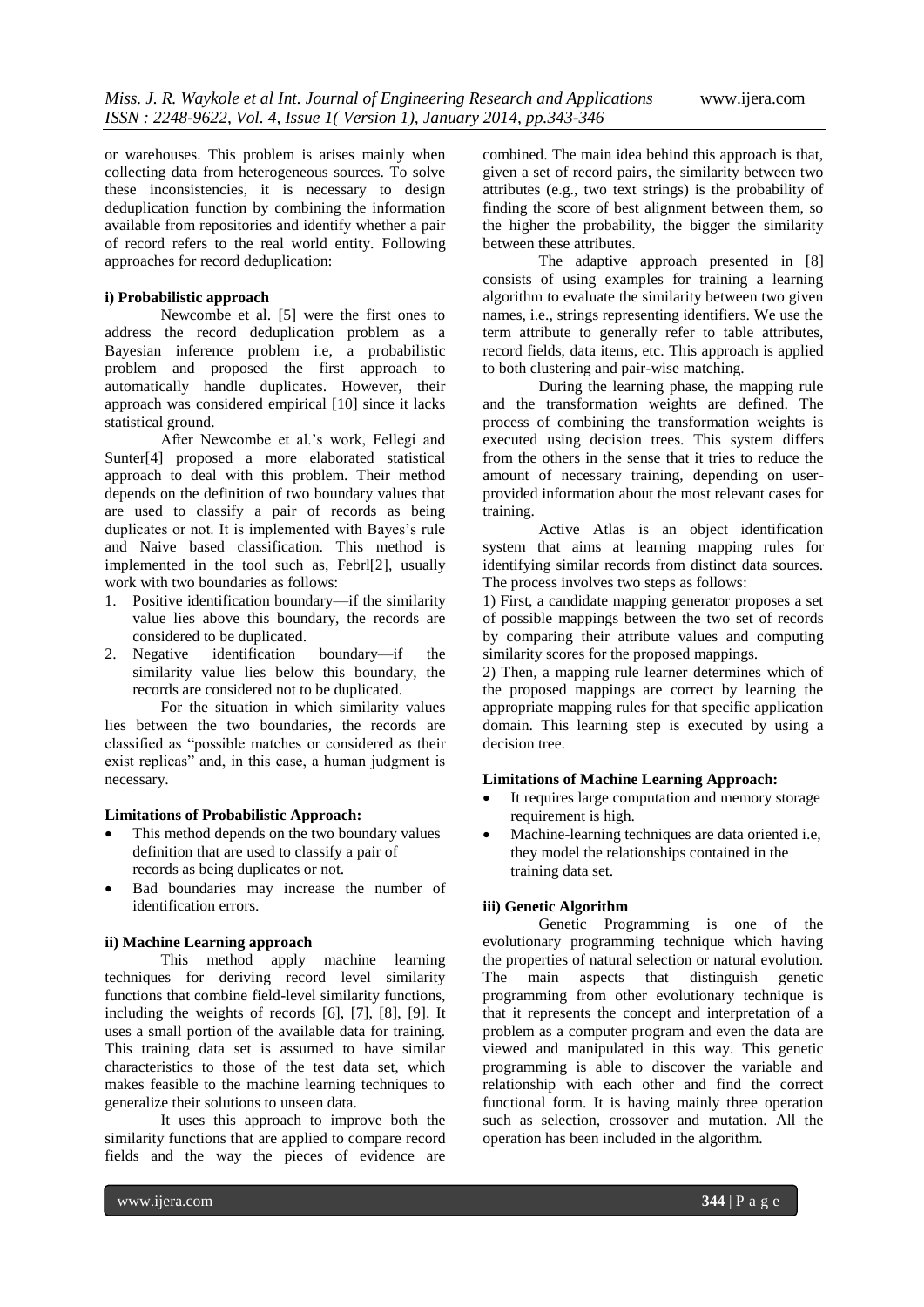or warehouses. This problem is arises mainly when collecting data from heterogeneous sources. To solve these inconsistencies, it is necessary to design deduplication function by combining the information available from repositories and identify whether a pair of record refers to the real world entity. Following approaches for record deduplication:

**i) Probabilistic approach**

Newcombe et al. [5] were the first ones to address the record deduplication problem as a Bayesian inference problem i.e, a probabilistic problem and proposed the first approach to automatically handle duplicates. However, their approach was considered empirical [10] since it lacks statistical ground.

After Newcombe et al.'s work, Fellegi and Sunter[4] proposed a more elaborated statistical approach to deal with this problem. Their method depends on the definition of two boundary values that are used to classify a pair of records as being duplicates or not. It is implemented with Bayes's rule and Naive based classification. This method is implemented in the tool such as, Febrl[2], usually work with two boundaries as follows:

1. Positive identification boundary—if the similarity value lies above this boundary, the records are considered to be duplicated.
2. Negative identification boundary—if the similarity value lies below this boundary, the records are considered not to be duplicated.

For the situation in which similarity values lies between the two boundaries, the records are classified as "possible matches or considered as their exist replicas" and, in this case, a human judgment is necessary.

**Limitations of Probabilistic Approach:**

- This method depends on the two boundary values definition that are used to classify a pair of records as being duplicates or not.
- Bad boundaries may increase the number of identification errors.

**ii) Machine Learning approach**

This method apply machine learning techniques for deriving record level similarity functions that combine field-level similarity functions, including the weights of records [6], [7], [8], [9]. It uses a small portion of the available data for training. This training data set is assumed to have similar characteristics to those of the test data set, which makes feasible to the machine learning techniques to generalize their solutions to unseen data.

It uses this approach to improve both the similarity functions that are applied to compare record fields and the way the pieces of evidence are combined. The main idea behind this approach is that, given a set of record pairs, the similarity between two attributes (e.g., two text strings) is the probability of finding the score of best alignment between them, so the higher the probability, the bigger the similarity between these attributes.

The adaptive approach presented in [8] consists of using examples for training a learning algorithm to evaluate the similarity between two given names, i.e., strings representing identifiers. We use the term attribute to generally refer to table attributes, record fields, data items, etc. This approach is applied to both clustering and pair-wise matching.

During the learning phase, the mapping rule and the transformation weights are defined. The process of combining the transformation weights is executed using decision trees. This system differs from the others in the sense that it tries to reduce the amount of necessary training, depending on user-provided information about the most relevant cases for training.

Active Atlas is an object identification system that aims at learning mapping rules for identifying similar records from distinct data sources. The process involves two steps as follows:

1) First, a candidate mapping generator proposes a set of possible mappings between the two set of records by comparing their attribute values and computing similarity scores for the proposed mappings.

2) Then, a mapping rule learner determines which of the proposed mappings are correct by learning the appropriate mapping rules for that specific application domain. This learning step is executed by using a decision tree.

**Limitations of Machine Learning Approach:**

- It requires large computation and memory storage requirement is high.
- Machine-learning techniques are data oriented i.e, they model the relationships contained in the training data set.

**iii) Genetic Algorithm**

Genetic Programming is one of the evolutionary programming technique which having the properties of natural selection or natural evolution. The main aspects that distinguish genetic programming from other evolutionary technique is that it represents the concept and interpretation of a problem as a computer program and even the data are viewed and manipulated in this way. This genetic programming is able to discover the variable and relationship with each other and find the correct functional form. It is having mainly three operation such as selection, crossover and mutation. All the operation has been included in the algorithm.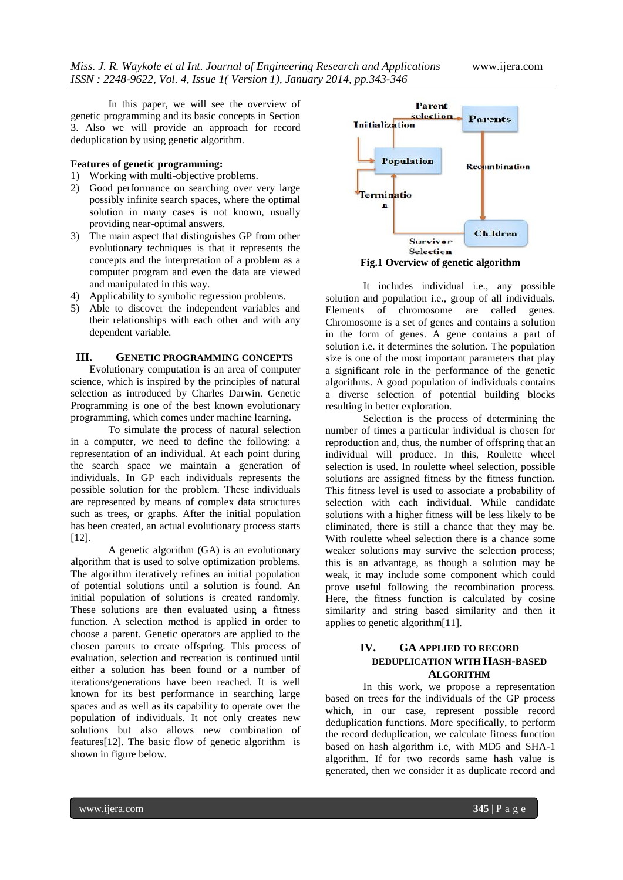In this paper, we will see the overview of genetic programming and its basic concepts in Section 3. Also we will provide an approach for record deduplication by using genetic algorithm.

**Features of genetic programming:**

1) Working with multi-objective problems.
2) Good performance on searching over very large possibly infinite search spaces, where the optimal solution in many cases is not known, usually providing near-optimal answers.
3) The main aspect that distinguishes GP from other evolutionary techniques is that it represents the concepts and the interpretation of a problem as a computer program and even the data are viewed and manipulated in this way.
4) Applicability to symbolic regression problems.
5) Able to discover the independent variables and their relationships with each other and with any dependent variable.

## III. GENETIC PROGRAMMING CONCEPTS

Evolutionary computation is an area of computer science, which is inspired by the principles of natural selection as introduced by Charles Darwin. Genetic Programming is one of the best known evolutionary programming, which comes under machine learning.

To simulate the process of natural selection in a computer, we need to define the following: a representation of an individual. At each point during the search space we maintain a generation of individuals. In GP each individuals represents the possible solution for the problem. These individuals are represented by means of complex data structures such as trees, or graphs. After the initial population has been created, an actual evolutionary process starts [12].

A genetic algorithm (GA) is an evolutionary algorithm that is used to solve optimization problems. The algorithm iteratively refines an initial population of potential solutions until a solution is found. An initial population of solutions is created randomly. These solutions are then evaluated using a fitness function. A selection method is applied in order to choose a parent. Genetic operators are applied to the chosen parents to create offspring. This process of evaluation, selection and recreation is continued until either a solution has been found or a number of iterations/generations have been reached. It is well known for its best performance in searching large spaces and as well as its capability to operate over the population of individuals. It not only creates new solutions but also allows new combination of features[12]. The basic flow of genetic algorithm is shown in figure below.

Parent selection, Parents, Initialization, Population, Recombination, Termination, Children, Survivor Selection

**Fig.1 Overview of genetic algorithm**

It includes individual i.e., any possible solution and population i.e., group of all individuals. Elements of chromosome are called genes. Chromosome is a set of genes and contains a solution in the form of genes. A gene contains a part of solution i.e. it determines the solution. The population size is one of the most important parameters that play a significant role in the performance of the genetic algorithms. A good population of individuals contains a diverse selection of potential building blocks resulting in better exploration.

Selection is the process of determining the number of times a particular individual is chosen for reproduction and, thus, the number of offspring that an individual will produce. In this, Roulette wheel selection is used. In roulette wheel selection, possible solutions are assigned fitness by the fitness function. This fitness level is used to associate a probability of selection with each individual. While candidate solutions with a higher fitness will be less likely to be eliminated, there is still a chance that they may be. With roulette wheel selection there is a chance some weaker solutions may survive the selection process; this is an advantage, as though a solution may be weak, it may include some component which could prove useful following the recombination process. Here, the fitness function is calculated by cosine similarity and string based similarity and then it applies to genetic algorithm[11].

## IV. GA APPLIED TO RECORD DEDUPLICATION WITH HASH-BASED ALGORITHM

In this work, we propose a representation based on trees for the individuals of the GP process which, in our case, represent possible record deduplication functions. More specifically, to perform the record deduplication, we calculate fitness function based on hash algorithm i.e, with MD5 and SHA-1 algorithm. If for two records same hash value is generated, then we consider it as duplicate record and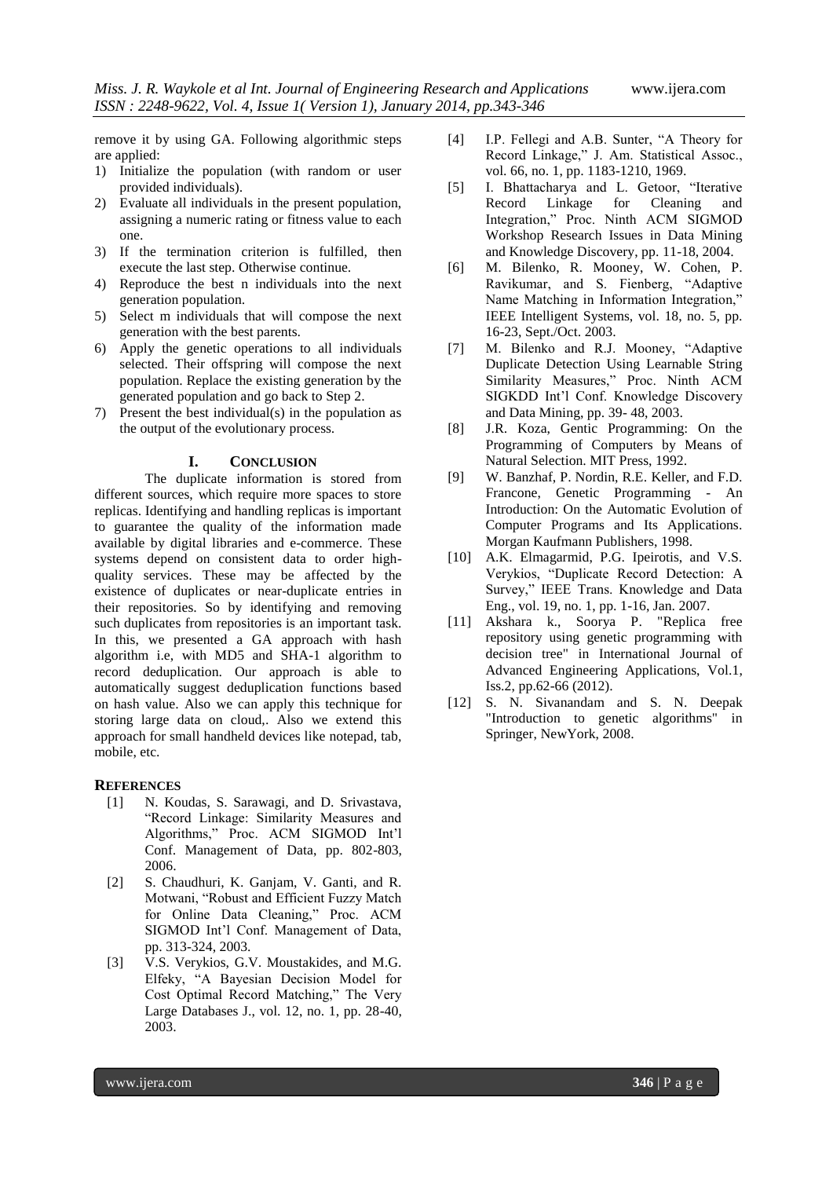remove it by using GA. Following algorithmic steps are applied:

1) Initialize the population (with random or user provided individuals).
2) Evaluate all individuals in the present population, assigning a numeric rating or fitness value to each one.
3) If the termination criterion is fulfilled, then execute the last step. Otherwise continue.
4) Reproduce the best n individuals into the next generation population.
5) Select m individuals that will compose the next generation with the best parents.
6) Apply the genetic operations to all individuals selected. Their offspring will compose the next population. Replace the existing generation by the generated population and go back to Step 2.
7) Present the best individual(s) in the population as the output of the evolutionary process.

## I. Conclusion

The duplicate information is stored from different sources, which require more spaces to store replicas. Identifying and handling replicas is important to guarantee the quality of the information made available by digital libraries and e-commerce. These systems depend on consistent data to order high-quality services. These may be affected by the existence of duplicates or near-duplicate entries in their repositories. So by identifying and removing such duplicates from repositories is an important task. In this, we presented a GA approach with hash algorithm i.e, with MD5 and SHA-1 algorithm to record deduplication. Our approach is able to automatically suggest deduplication functions based on hash value. Also we can apply this technique for storing large data on cloud,. Also we extend this approach for small handheld devices like notepad, tab, mobile, etc.

## References

[1] N. Koudas, S. Sarawagi, and D. Srivastava, "Record Linkage: Similarity Measures and Algorithms," Proc. ACM SIGMOD Int'l Conf. Management of Data, pp. 802-803, 2006.

[2] S. Chaudhuri, K. Ganjam, V. Ganti, and R. Motwani, "Robust and Efficient Fuzzy Match for Online Data Cleaning," Proc. ACM SIGMOD Int'l Conf. Management of Data, pp. 313-324, 2003.

[3] V.S. Verykios, G.V. Moustakides, and M.G. Elfeky, "A Bayesian Decision Model for Cost Optimal Record Matching," The Very Large Databases J., vol. 12, no. 1, pp. 28-40, 2003.

[4] I.P. Fellegi and A.B. Sunter, "A Theory for Record Linkage," J. Am. Statistical Assoc., vol. 66, no. 1, pp. 1183-1210, 1969.

[5] I. Bhattacharya and L. Getoor, "Iterative Record Linkage for Cleaning and Integration," Proc. Ninth ACM SIGMOD Workshop Research Issues in Data Mining and Knowledge Discovery, pp. 11-18, 2004.

[6] M. Bilenko, R. Mooney, W. Cohen, P. Ravikumar, and S. Fienberg, "Adaptive Name Matching in Information Integration," IEEE Intelligent Systems, vol. 18, no. 5, pp. 16-23, Sept./Oct. 2003.

[7] M. Bilenko and R.J. Mooney, "Adaptive Duplicate Detection Using Learnable String Similarity Measures," Proc. Ninth ACM SIGKDD Int'l Conf. Knowledge Discovery and Data Mining, pp. 39- 48, 2003.

[8] J.R. Koza, Gentic Programming: On the Programming of Computers by Means of Natural Selection. MIT Press, 1992.

[9] W. Banzhaf, P. Nordin, R.E. Keller, and F.D. Francone, Genetic Programming - An Introduction: On the Automatic Evolution of Computer Programs and Its Applications. Morgan Kaufmann Publishers, 1998.

[10] A.K. Elmagarmid, P.G. Ipeirotis, and V.S. Verykios, "Duplicate Record Detection: A Survey," IEEE Trans. Knowledge and Data Eng., vol. 19, no. 1, pp. 1-16, Jan. 2007.

[11] Akshara k., Soorya P. "Replica free repository using genetic programming with decision tree" in International Journal of Advanced Engineering Applications, Vol.1, Iss.2, pp.62-66 (2012).

[12] S. N. Sivanandam and S. N. Deepak "Introduction to genetic algorithms" in Springer, NewYork, 2008.